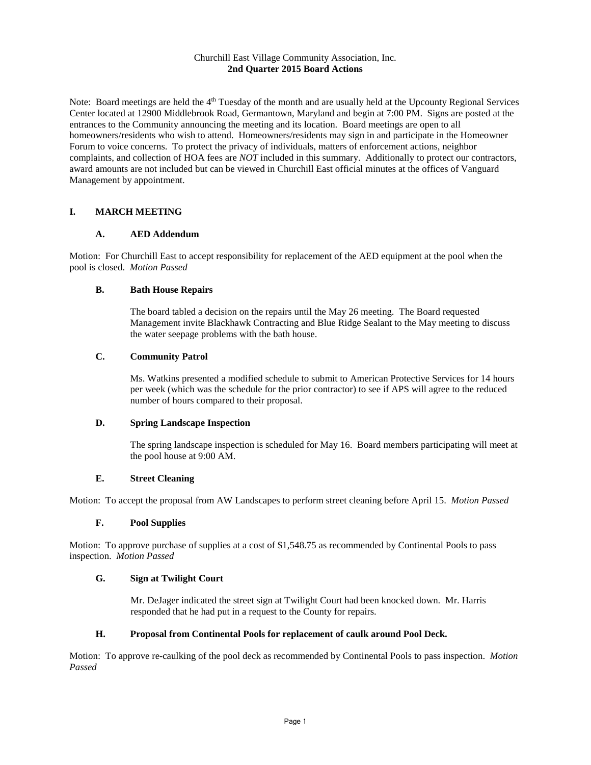Churchill East Village Community Association, Inc.
**2nd Quarter 2015 Board Actions**

Note: Board meetings are held the 4th Tuesday of the month and are usually held at the Upcounty Regional Services Center located at 12900 Middlebrook Road, Germantown, Maryland and begin at 7:00 PM. Signs are posted at the entrances to the Community announcing the meeting and its location. Board meetings are open to all homeowners/residents who wish to attend. Homeowners/residents may sign in and participate in the Homeowner Forum to voice concerns. To protect the privacy of individuals, matters of enforcement actions, neighbor complaints, and collection of HOA fees are *NOT* included in this summary. Additionally to protect our contractors, award amounts are not included but can be viewed in Churchill East official minutes at the offices of Vanguard Management by appointment.

## I. MARCH MEETING

### A. AED Addendum

Motion: For Churchill East to accept responsibility for replacement of the AED equipment at the pool when the pool is closed. *Motion Passed*

### B. Bath House Repairs

The board tabled a decision on the repairs until the May 26 meeting. The Board requested Management invite Blackhawk Contracting and Blue Ridge Sealant to the May meeting to discuss the water seepage problems with the bath house.

### C. Community Patrol

Ms. Watkins presented a modified schedule to submit to American Protective Services for 14 hours per week (which was the schedule for the prior contractor) to see if APS will agree to the reduced number of hours compared to their proposal.

### D. Spring Landscape Inspection

The spring landscape inspection is scheduled for May 16. Board members participating will meet at the pool house at 9:00 AM.

### E. Street Cleaning

Motion: To accept the proposal from AW Landscapes to perform street cleaning before April 15. *Motion Passed*

### F. Pool Supplies

Motion: To approve purchase of supplies at a cost of $1,548.75 as recommended by Continental Pools to pass inspection. *Motion Passed*

### G. Sign at Twilight Court

Mr. DeJager indicated the street sign at Twilight Court had been knocked down. Mr. Harris responded that he had put in a request to the County for repairs.

### H. Proposal from Continental Pools for replacement of caulk around Pool Deck.

Motion: To approve re-caulking of the pool deck as recommended by Continental Pools to pass inspection. *Motion Passed*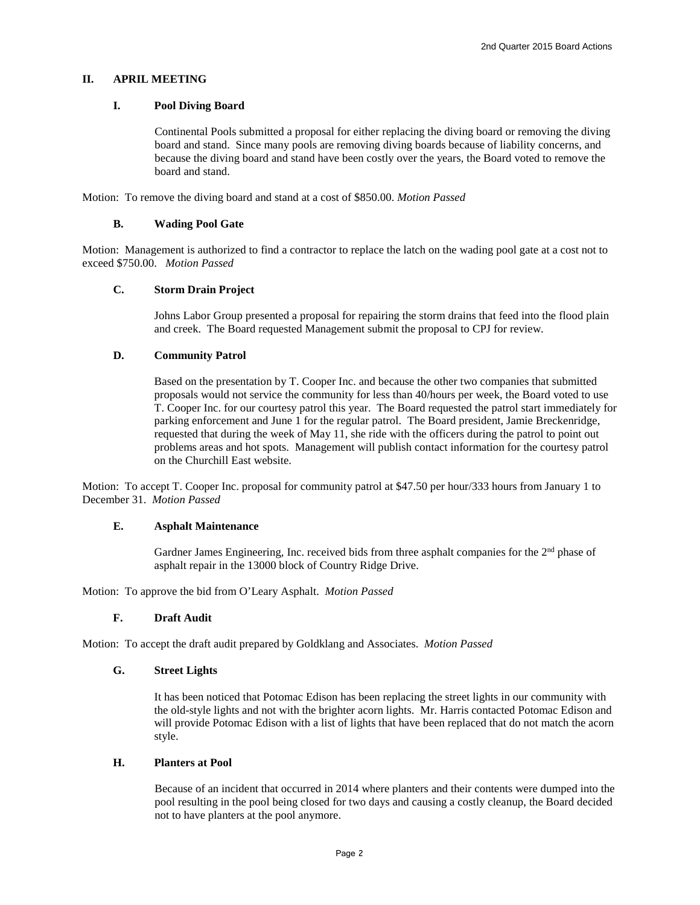## II. APRIL MEETING

### I. Pool Diving Board

Continental Pools submitted a proposal for either replacing the diving board or removing the diving board and stand. Since many pools are removing diving boards because of liability concerns, and because the diving board and stand have been costly over the years, the Board voted to remove the board and stand.

Motion: To remove the diving board and stand at a cost of $850.00. *Motion Passed*

### B. Wading Pool Gate

Motion: Management is authorized to find a contractor to replace the latch on the wading pool gate at a cost not to exceed $750.00. *Motion Passed*

### C. Storm Drain Project

Johns Labor Group presented a proposal for repairing the storm drains that feed into the flood plain and creek. The Board requested Management submit the proposal to CPJ for review.

### D. Community Patrol

Based on the presentation by T. Cooper Inc. and because the other two companies that submitted proposals would not service the community for less than 40/hours per week, the Board voted to use T. Cooper Inc. for our courtesy patrol this year. The Board requested the patrol start immediately for parking enforcement and June 1 for the regular patrol. The Board president, Jamie Breckenridge, requested that during the week of May 11, she ride with the officers during the patrol to point out problems areas and hot spots. Management will publish contact information for the courtesy patrol on the Churchill East website.

Motion: To accept T. Cooper Inc. proposal for community patrol at $47.50 per hour/333 hours from January 1 to December 31. *Motion Passed*

### E. Asphalt Maintenance

Gardner James Engineering, Inc. received bids from three asphalt companies for the 2nd phase of asphalt repair in the 13000 block of Country Ridge Drive.

Motion: To approve the bid from O'Leary Asphalt. *Motion Passed*

### F. Draft Audit

Motion: To accept the draft audit prepared by Goldklang and Associates. *Motion Passed*

### G. Street Lights

It has been noticed that Potomac Edison has been replacing the street lights in our community with the old-style lights and not with the brighter acorn lights. Mr. Harris contacted Potomac Edison and will provide Potomac Edison with a list of lights that have been replaced that do not match the acorn style.

### H. Planters at Pool

Because of an incident that occurred in 2014 where planters and their contents were dumped into the pool resulting in the pool being closed for two days and causing a costly cleanup, the Board decided not to have planters at the pool anymore.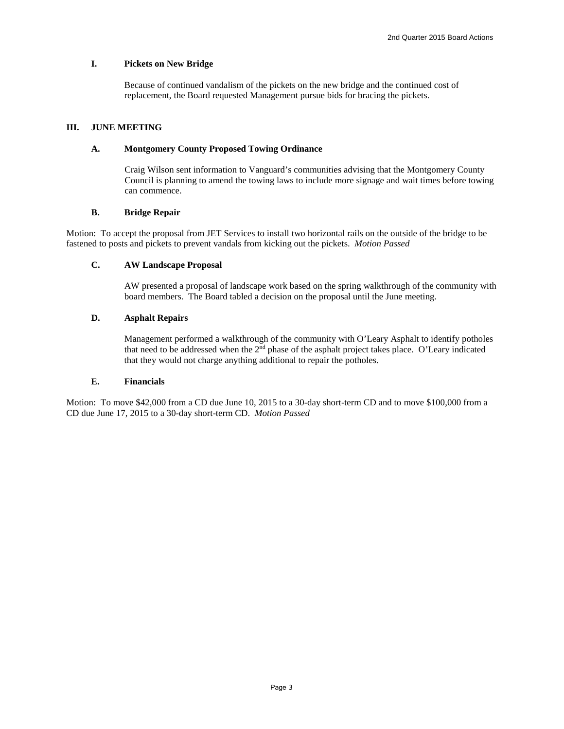### I. Pickets on New Bridge

Because of continued vandalism of the pickets on the new bridge and the continued cost of replacement, the Board requested Management pursue bids for bracing the pickets.

## III. JUNE MEETING

### A. Montgomery County Proposed Towing Ordinance

Craig Wilson sent information to Vanguard's communities advising that the Montgomery County Council is planning to amend the towing laws to include more signage and wait times before towing can commence.

### B. Bridge Repair

Motion: To accept the proposal from JET Services to install two horizontal rails on the outside of the bridge to be fastened to posts and pickets to prevent vandals from kicking out the pickets. *Motion Passed*

### C. AW Landscape Proposal

AW presented a proposal of landscape work based on the spring walkthrough of the community with board members. The Board tabled a decision on the proposal until the June meeting.

### D. Asphalt Repairs

Management performed a walkthrough of the community with O'Leary Asphalt to identify potholes that need to be addressed when the 2nd phase of the asphalt project takes place. O'Leary indicated that they would not charge anything additional to repair the potholes.

### E. Financials

Motion: To move $42,000 from a CD due June 10, 2015 to a 30-day short-term CD and to move $100,000 from a CD due June 17, 2015 to a 30-day short-term CD. *Motion Passed*